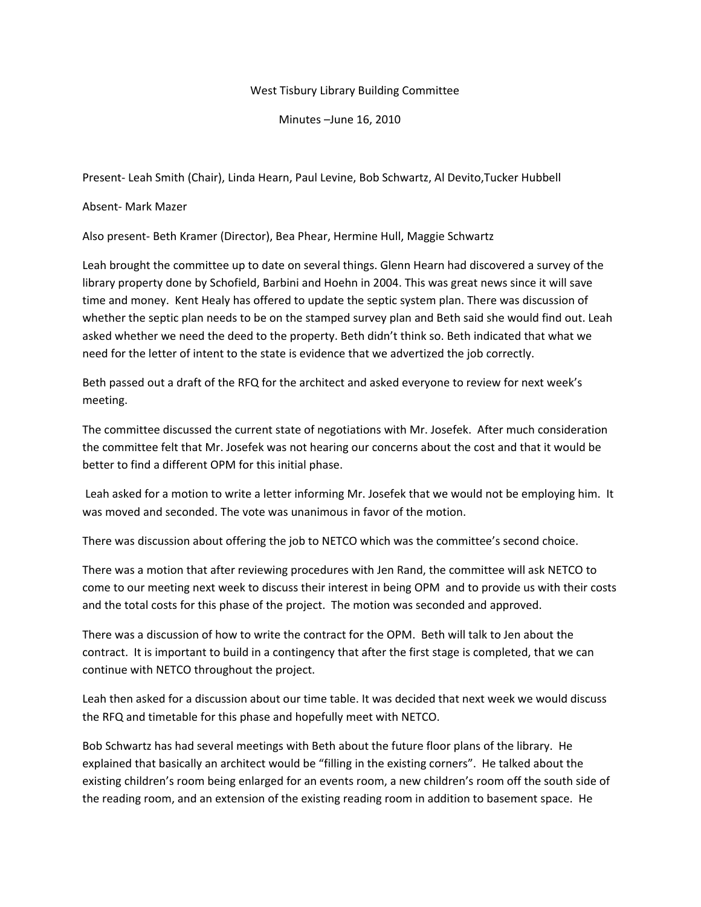West Tisbury Library Building Committee

Minutes –June 16, 2010

Present- Leah Smith (Chair), Linda Hearn, Paul Levine, Bob Schwartz, Al Devito,Tucker Hubbell

Absent- Mark Mazer

Also present- Beth Kramer (Director), Bea Phear, Hermine Hull, Maggie Schwartz

Leah brought the committee up to date on several things. Glenn Hearn had discovered a survey of the library property done by Schofield, Barbini and Hoehn in 2004. This was great news since it will save time and money. Kent Healy has offered to update the septic system plan. There was discussion of whether the septic plan needs to be on the stamped survey plan and Beth said she would find out. Leah asked whether we need the deed to the property. Beth didn't think so. Beth indicated that what we need for the letter of intent to the state is evidence that we advertized the job correctly.

Beth passed out a draft of the RFQ for the architect and asked everyone to review for next week's meeting.

The committee discussed the current state of negotiations with Mr. Josefek. After much consideration the committee felt that Mr. Josefek was not hearing our concerns about the cost and that it would be better to find a different OPM for this initial phase.

Leah asked for a motion to write a letter informing Mr. Josefek that we would not be employing him. It was moved and seconded. The vote was unanimous in favor of the motion.

There was discussion about offering the job to NETCO which was the committee's second choice.

There was a motion that after reviewing procedures with Jen Rand, the committee will ask NETCO to come to our meeting next week to discuss their interest in being OPM and to provide us with their costs and the total costs for this phase of the project. The motion was seconded and approved.

There was a discussion of how to write the contract for the OPM. Beth will talk to Jen about the contract. It is important to build in a contingency that after the first stage is completed, that we can continue with NETCO throughout the project.

Leah then asked for a discussion about our time table. It was decided that next week we would discuss the RFQ and timetable for this phase and hopefully meet with NETCO.

Bob Schwartz has had several meetings with Beth about the future floor plans of the library. He explained that basically an architect would be "filling in the existing corners". He talked about the existing children's room being enlarged for an events room, a new children's room off the south side of the reading room, and an extension of the existing reading room in addition to basement space. He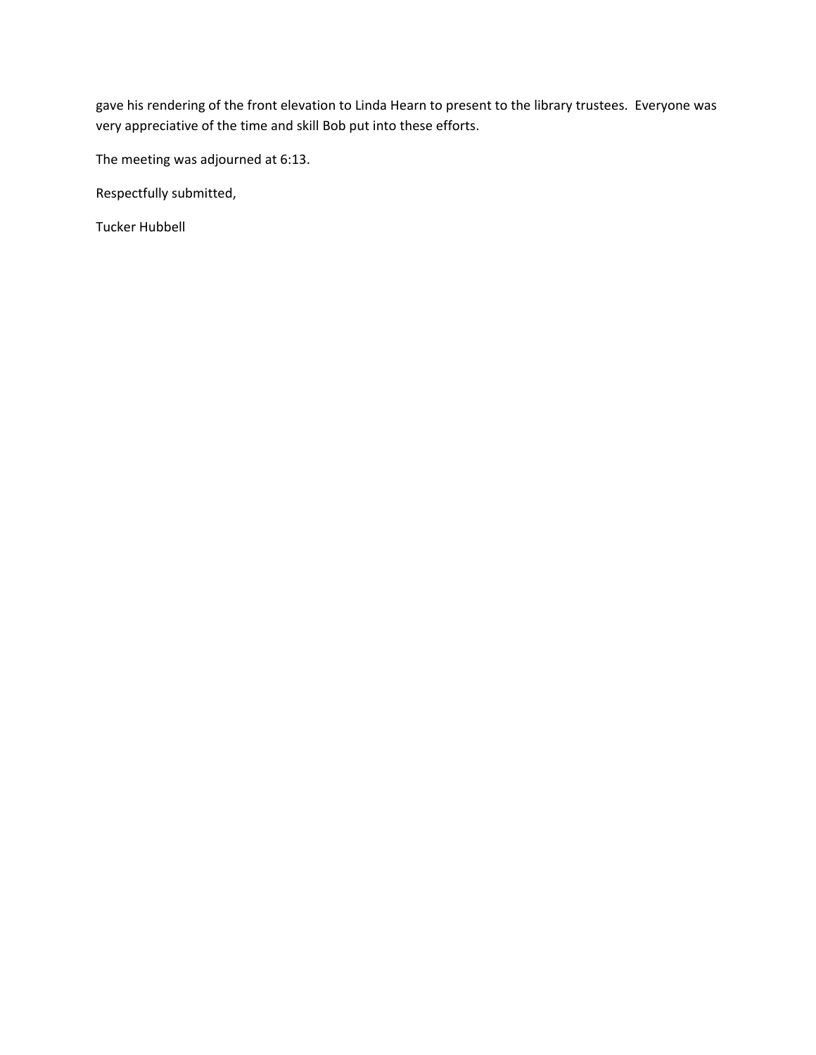gave his rendering of the front elevation to Linda Hearn to present to the library trustees. Everyone was very appreciative of the time and skill Bob put into these efforts.

The meeting was adjourned at 6:13.

Respectfully submitted,

Tucker Hubbell